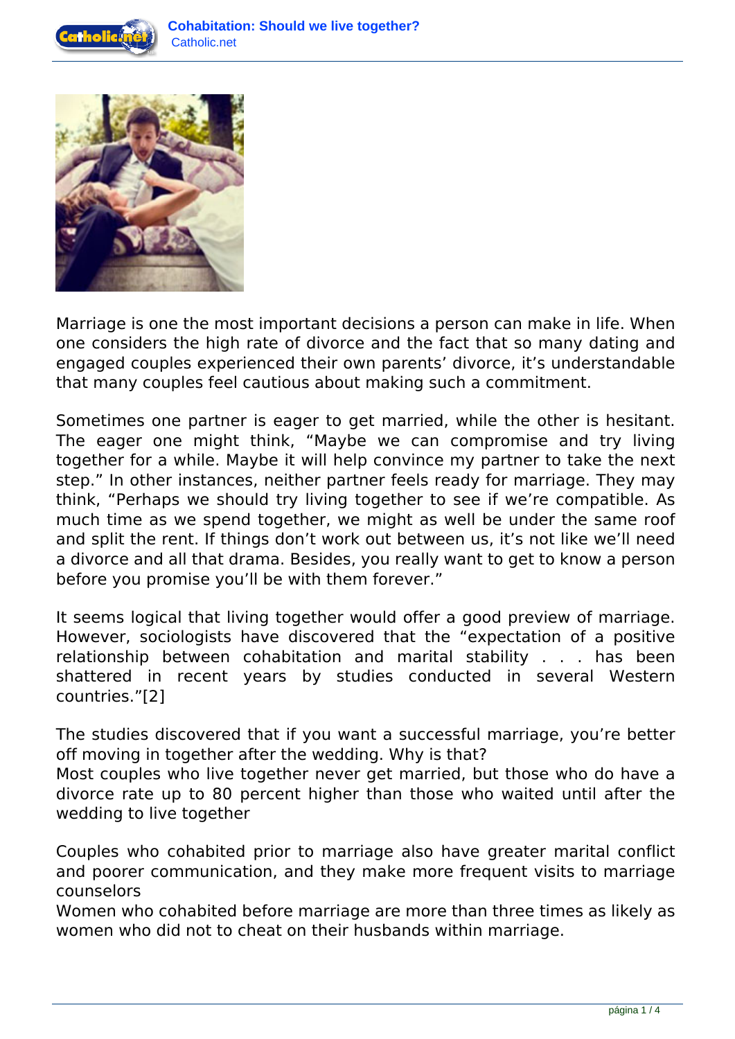Marriage is one the most important decisions a person can make in life. When one considers the high rate of divorce and the fact that so many dating and engaged couples experienced their own parents' divorce, it's understandable that many couples feel cautious about making such a commitment.

Sometimes one partner is eager to get married, while the other is hesitant. The eager one might think, "Maybe we can compromise and try living together for a while. Maybe it will help convince my partner to take the next step." In other instances, neither partner feels ready for marriage. They may think, "Perhaps we should try living together to see if we're compatible. As much time as we spend together, we might as well be under the same roof and split the rent. If things don't work out between us, it's not like we'll need a divorce and all that drama. Besides, you really want to get to know a person before you promise you'll be with them forever."

It seems logical that living together would offer a good preview of marriage. However, sociologists have discovered that the "expectation of a positive relationship between cohabitation and marital stability . . . has been shattered in recent years by studies conducted in several Western countries."[2]

The studies discovered that if you want a successful marriage, you're better off moving in together after the wedding. Why is that?
Most couples who live together never get married, but those who do have a divorce rate up to 80 percent higher than those who waited until after the wedding to live together

Couples who cohabited prior to marriage also have greater marital conflict and poorer communication, and they make more frequent visits to marriage counselors
Women who cohabited before marriage are more than three times as likely as women who did not to cheat on their husbands within marriage.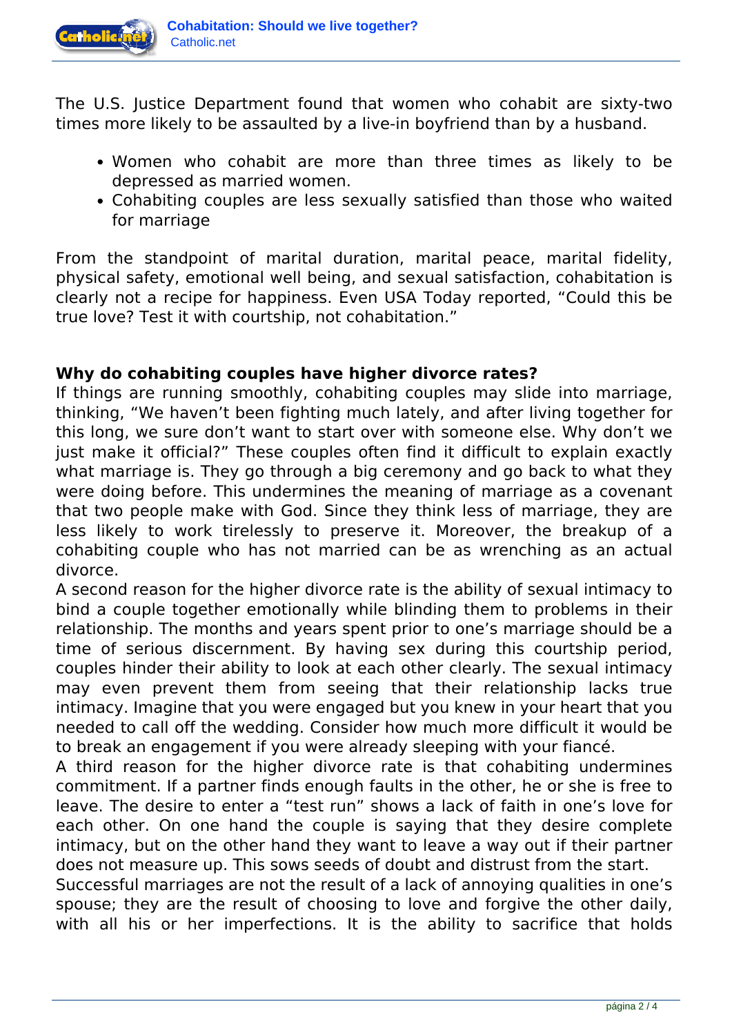The U.S. Justice Department found that women who cohabit are sixty-two times more likely to be assaulted by a live-in boyfriend than by a husband.

- Women who cohabit are more than three times as likely to be depressed as married women.
- Cohabiting couples are less sexually satisfied than those who waited for marriage

From the standpoint of marital duration, marital peace, marital fidelity, physical safety, emotional well being, and sexual satisfaction, cohabitation is clearly not a recipe for happiness. Even USA Today reported, “Could this be true love? Test it with courtship, not cohabitation.”

**Why do cohabiting couples have higher divorce rates?**

If things are running smoothly, cohabiting couples may slide into marriage, thinking, “We haven’t been fighting much lately, and after living together for this long, we sure don’t want to start over with someone else. Why don’t we just make it official?” These couples often find it difficult to explain exactly what marriage is. They go through a big ceremony and go back to what they were doing before. This undermines the meaning of marriage as a covenant that two people make with God. Since they think less of marriage, they are less likely to work tirelessly to preserve it. Moreover, the breakup of a cohabiting couple who has not married can be as wrenching as an actual divorce.

A second reason for the higher divorce rate is the ability of sexual intimacy to bind a couple together emotionally while blinding them to problems in their relationship. The months and years spent prior to one’s marriage should be a time of serious discernment. By having sex during this courtship period, couples hinder their ability to look at each other clearly. The sexual intimacy may even prevent them from seeing that their relationship lacks true intimacy. Imagine that you were engaged but you knew in your heart that you needed to call off the wedding. Consider how much more difficult it would be to break an engagement if you were already sleeping with your fiancé.

A third reason for the higher divorce rate is that cohabiting undermines commitment. If a partner finds enough faults in the other, he or she is free to leave. The desire to enter a “test run” shows a lack of faith in one’s love for each other. On one hand the couple is saying that they desire complete intimacy, but on the other hand they want to leave a way out if their partner does not measure up. This sows seeds of doubt and distrust from the start.

Successful marriages are not the result of a lack of annoying qualities in one’s spouse; they are the result of choosing to love and forgive the other daily, with all his or her imperfections. It is the ability to sacrifice that holds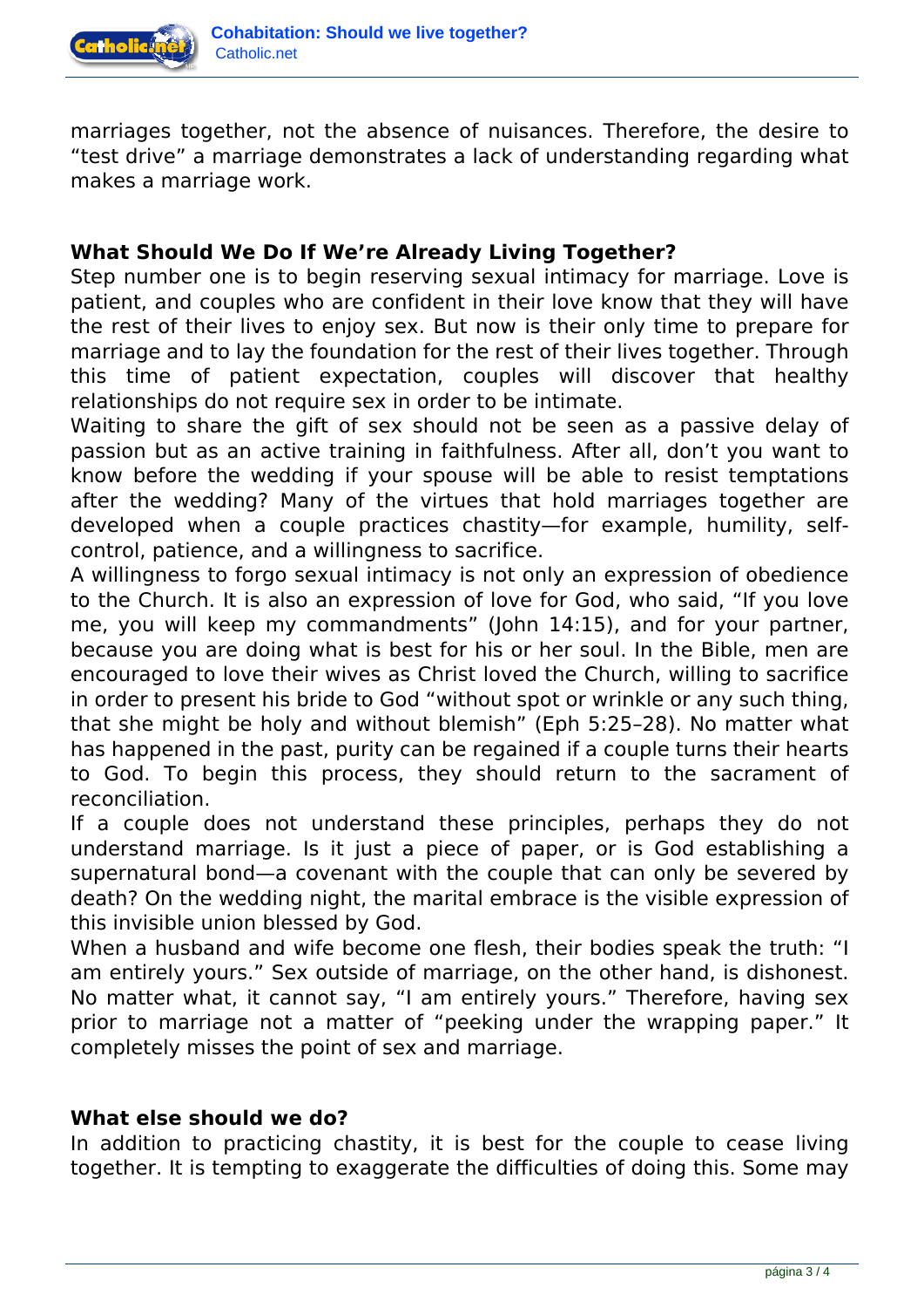marriages together, not the absence of nuisances. Therefore, the desire to "test drive" a marriage demonstrates a lack of understanding regarding what makes a marriage work.

**What Should We Do If We're Already Living Together?**

Step number one is to begin reserving sexual intimacy for marriage. Love is patient, and couples who are confident in their love know that they will have the rest of their lives to enjoy sex. But now is their only time to prepare for marriage and to lay the foundation for the rest of their lives together. Through this time of patient expectation, couples will discover that healthy relationships do not require sex in order to be intimate.

Waiting to share the gift of sex should not be seen as a passive delay of passion but as an active training in faithfulness. After all, don't you want to know before the wedding if your spouse will be able to resist temptations after the wedding? Many of the virtues that hold marriages together are developed when a couple practices chastity—for example, humility, self-control, patience, and a willingness to sacrifice.

A willingness to forgo sexual intimacy is not only an expression of obedience to the Church. It is also an expression of love for God, who said, "If you love me, you will keep my commandments" (John 14:15), and for your partner, because you are doing what is best for his or her soul. In the Bible, men are encouraged to love their wives as Christ loved the Church, willing to sacrifice in order to present his bride to God "without spot or wrinkle or any such thing, that she might be holy and without blemish" (Eph 5:25–28). No matter what has happened in the past, purity can be regained if a couple turns their hearts to God. To begin this process, they should return to the sacrament of reconciliation.

If a couple does not understand these principles, perhaps they do not understand marriage. Is it just a piece of paper, or is God establishing a supernatural bond—a covenant with the couple that can only be severed by death? On the wedding night, the marital embrace is the visible expression of this invisible union blessed by God.

When a husband and wife become one flesh, their bodies speak the truth: "I am entirely yours." Sex outside of marriage, on the other hand, is dishonest. No matter what, it cannot say, "I am entirely yours." Therefore, having sex prior to marriage not a matter of "peeking under the wrapping paper." It completely misses the point of sex and marriage.

**What else should we do?**

In addition to practicing chastity, it is best for the couple to cease living together. It is tempting to exaggerate the difficulties of doing this. Some may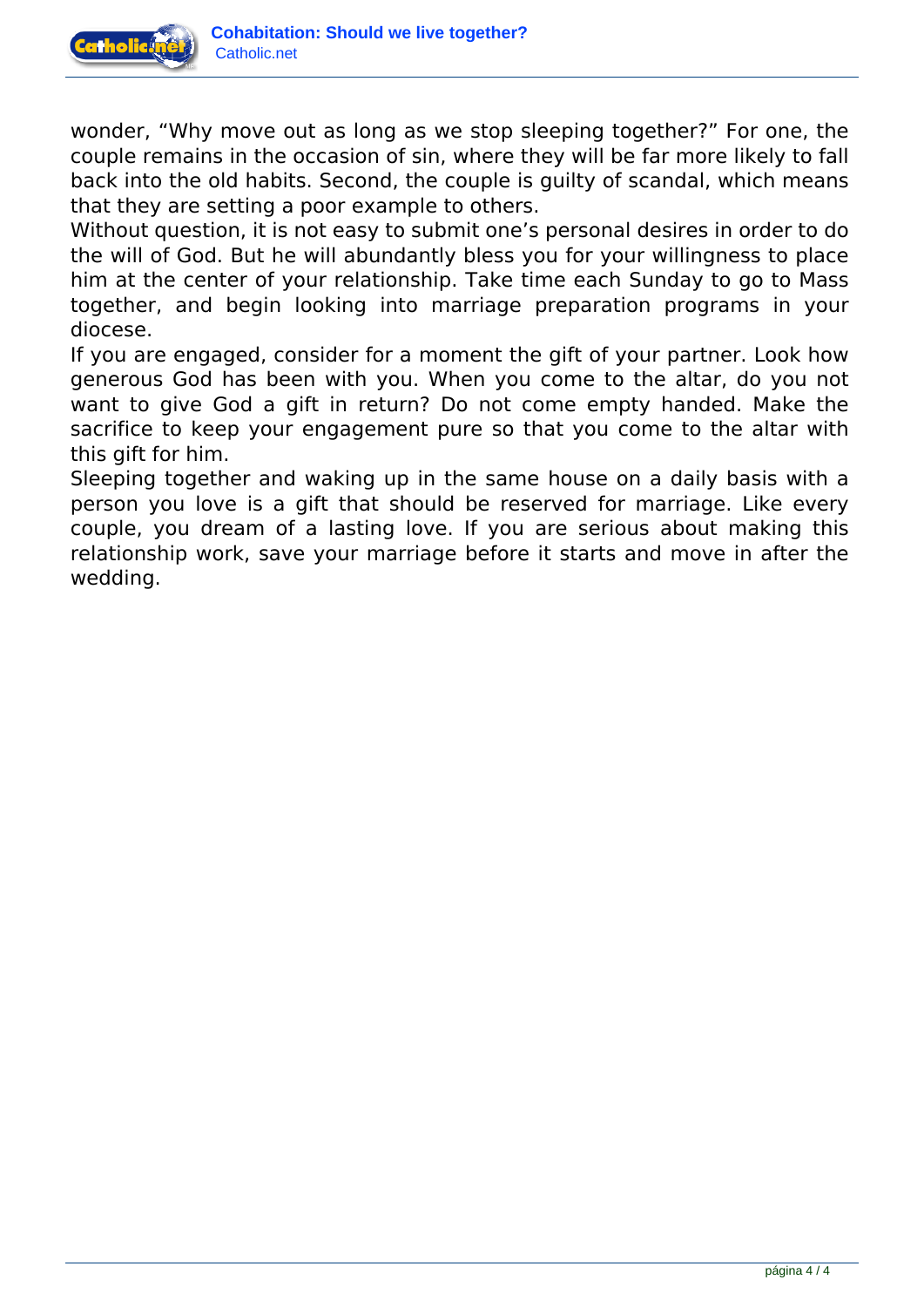wonder, “Why move out as long as we stop sleeping together?” For one, the couple remains in the occasion of sin, where they will be far more likely to fall back into the old habits. Second, the couple is guilty of scandal, which means that they are setting a poor example to others.

Without question, it is not easy to submit one’s personal desires in order to do the will of God. But he will abundantly bless you for your willingness to place him at the center of your relationship. Take time each Sunday to go to Mass together, and begin looking into marriage preparation programs in your diocese.

If you are engaged, consider for a moment the gift of your partner. Look how generous God has been with you. When you come to the altar, do you not want to give God a gift in return? Do not come empty handed. Make the sacrifice to keep your engagement pure so that you come to the altar with this gift for him.

Sleeping together and waking up in the same house on a daily basis with a person you love is a gift that should be reserved for marriage. Like every couple, you dream of a lasting love. If you are serious about making this relationship work, save your marriage before it starts and move in after the wedding.